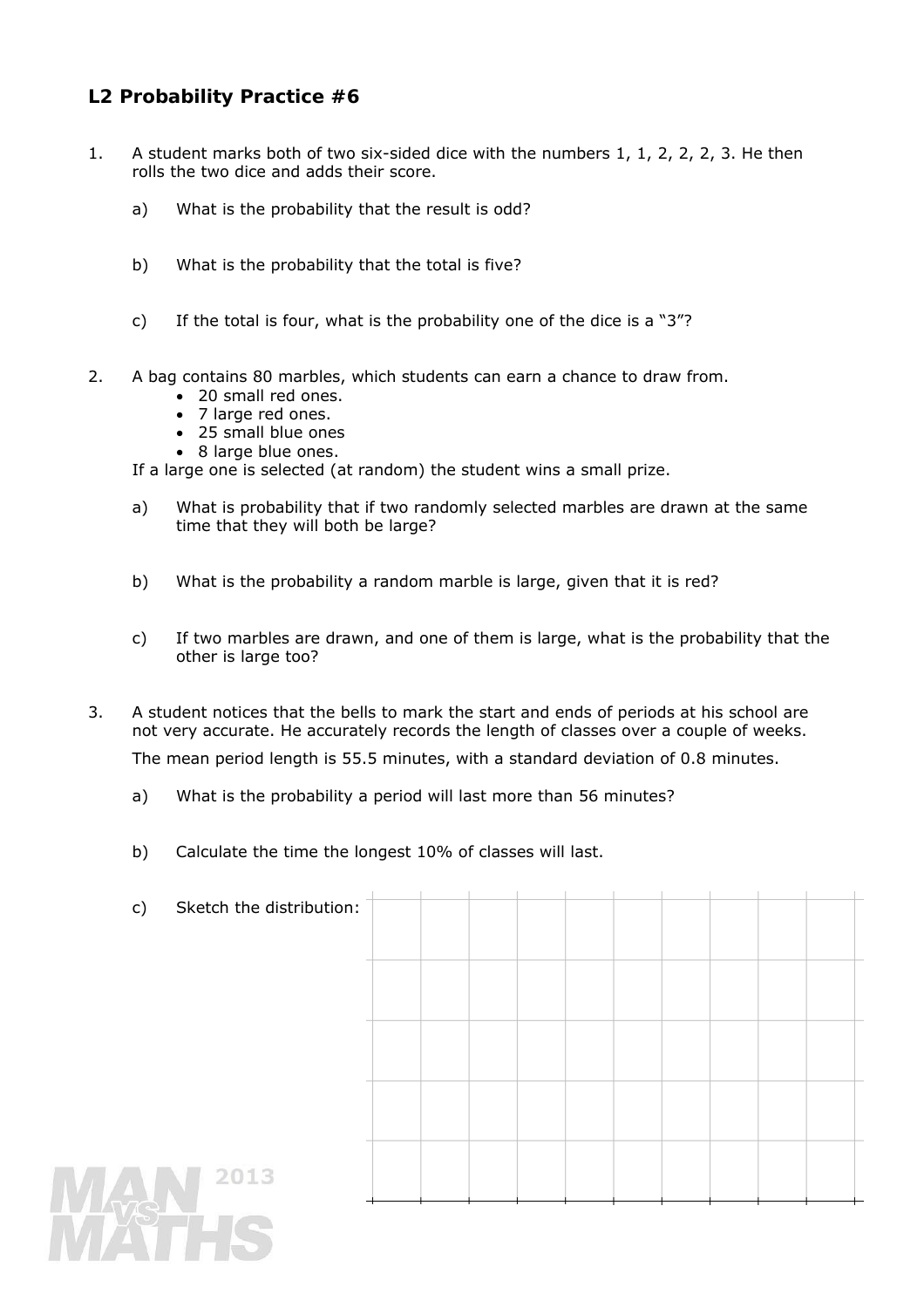## L2 Probability Practice #6

1. A student marks both of two six-sided dice with the numbers 1, 1, 2, 2, 2, 3. He then rolls the two dice and adds their score.

   a) What is the probability that the result is odd?

   b) What is the probability that the total is five?

   c) If the total is four, what is the probability one of the dice is a "3"?

2. A bag contains 80 marbles, which students can earn a chance to draw from.
   - 20 small red ones.
   - 7 large red ones.
   - 25 small blue ones
   - 8 large blue ones.

   If a large one is selected (at random) the student wins a small prize.

   a) What is probability that if two randomly selected marbles are drawn at the same time that they will both be large?

   b) What is the probability a random marble is large, given that it is red?

   c) If two marbles are drawn, and one of them is large, what is the probability that the other is large too?

3. A student notices that the bells to mark the start and ends of periods at his school are not very accurate. He accurately records the length of classes over a couple of weeks.

   The mean period length is 55.5 minutes, with a standard deviation of 0.8 minutes.

   a) What is the probability a period will last more than 56 minutes?

   b) Calculate the time the longest 10% of classes will last.

   c) Sketch the distribution: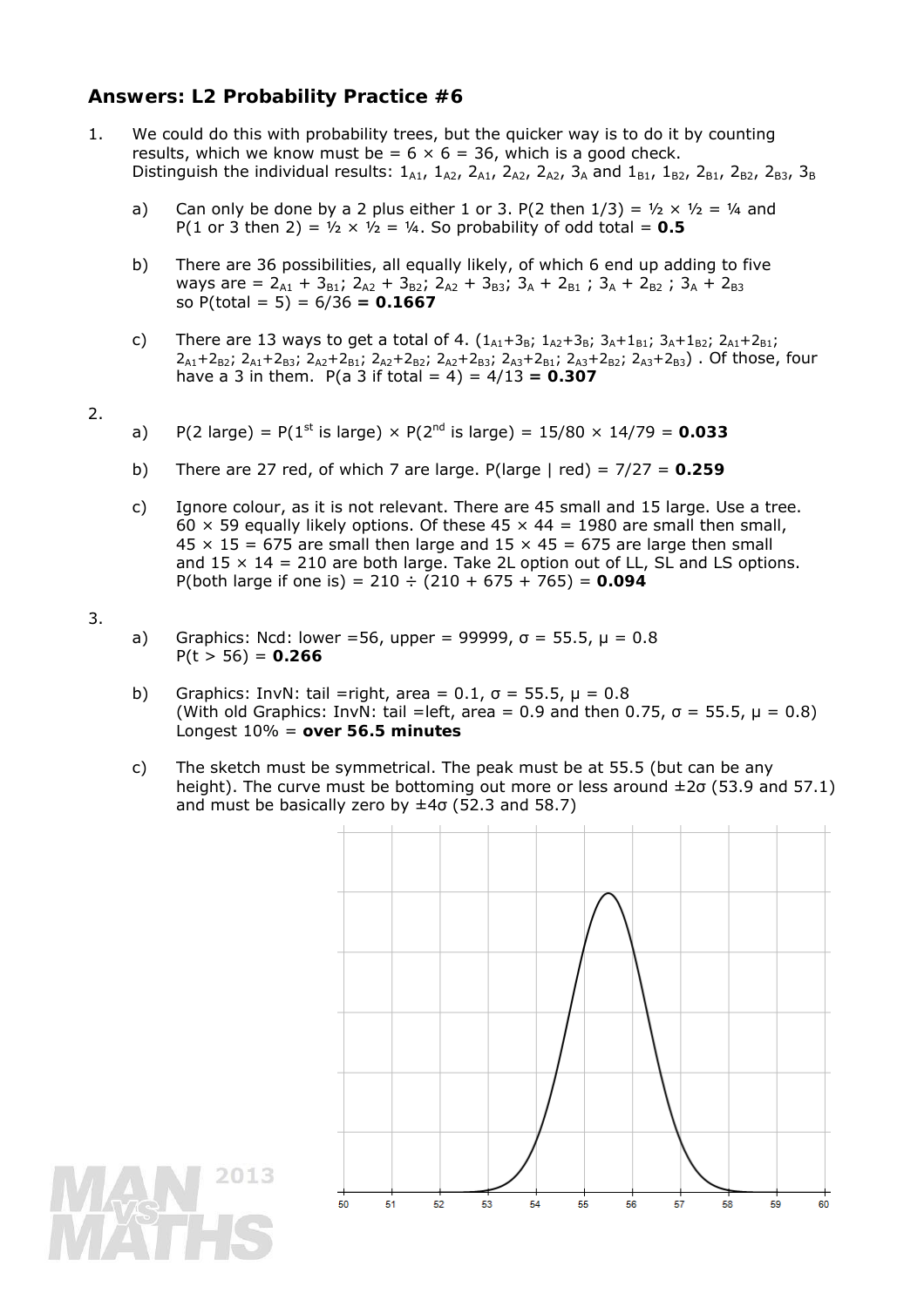## Answers: L2 Probability Practice #6

1. We could do this with probability trees, but the quicker way is to do it by counting results, which we know must be = 6 × 6 = 36, which is a good check. Distinguish the individual results: $1_{A1}$, $1_{A2}$, $2_{A1}$, $2_{A2}$, $2_{A2}$, $3_A$ and $1_{B1}$, $1_{B2}$, $2_{B1}$, $2_{B2}$, $2_{B3}$, $3_B$

   a) Can only be done by a 2 plus either 1 or 3. P(2 then 1/3) = ½ × ½ = ¼ and P(1 or 3 then 2) = ½ × ½ = ¼. So probability of odd total = **0.5**

   b) There are 36 possibilities, all equally likely, of which 6 end up adding to five ways are = $2_{A1}$ + $3_{B1}$; $2_{A2}$ + $3_{B2}$; $2_{A2}$ + $3_{B3}$; $3_A$ + $2_{B1}$ ; $3_A$ + $2_{B2}$ ; $3_A$ + $2_{B3}$ so P(total = 5) = 6/36 **= 0.1667**

   c) There are 13 ways to get a total of 4. ($1_{A1}$+$3_B$; $1_{A2}$+$3_B$; $3_A$+$1_{B1}$; $3_A$+$1_{B2}$; $2_{A1}$+$2_{B1}$; $2_{A1}$+$2_{B2}$; $2_{A1}$+$2_{B3}$; $2_{A2}$+$2_{B1}$; $2_{A2}$+$2_{B2}$; $2_{A2}$+$2_{B3}$; $2_{A3}$+$2_{B1}$; $2_{A3}$+$2_{B2}$; $2_{A3}$+$2_{B3}$) . Of those, four have a 3 in them. P(a 3 if total = 4) = 4/13 **= 0.307**

2.
   a) P(2 large) = P(1st is large) × P(2nd is large) = 15/80 × 14/79 = **0.033**

   b) There are 27 red, of which 7 are large. P(large | red) = 7/27 = **0.259**

   c) Ignore colour, as it is not relevant. There are 45 small and 15 large. Use a tree. 60 × 59 equally likely options. Of these 45 × 44 = 1980 are small then small, 45 × 15 = 675 are small then large and 15 × 45 = 675 are large then small and 15 × 14 = 210 are both large. Take 2L option out of LL, SL and LS options. P(both large if one is) = 210 ÷ (210 + 675 + 765) = **0.094**

3.
   a) Graphics: Ncd: lower =56, upper = 99999, σ = 55.5, μ = 0.8
   P(t > 56) = **0.266**

   b) Graphics: InvN: tail =right, area = 0.1, σ = 55.5, μ = 0.8
   (With old Graphics: InvN: tail =left, area = 0.9 and then 0.75, σ = 55.5, μ = 0.8)
   Longest 10% = **over 56.5 minutes**

   c) The sketch must be symmetrical. The peak must be at 55.5 (but can be any height). The curve must be bottoming out more or less around ±2σ (53.9 and 57.1) and must be basically zero by ±4σ (52.3 and 58.7)

50 51 52 53 54 55 56 57 58 59 60